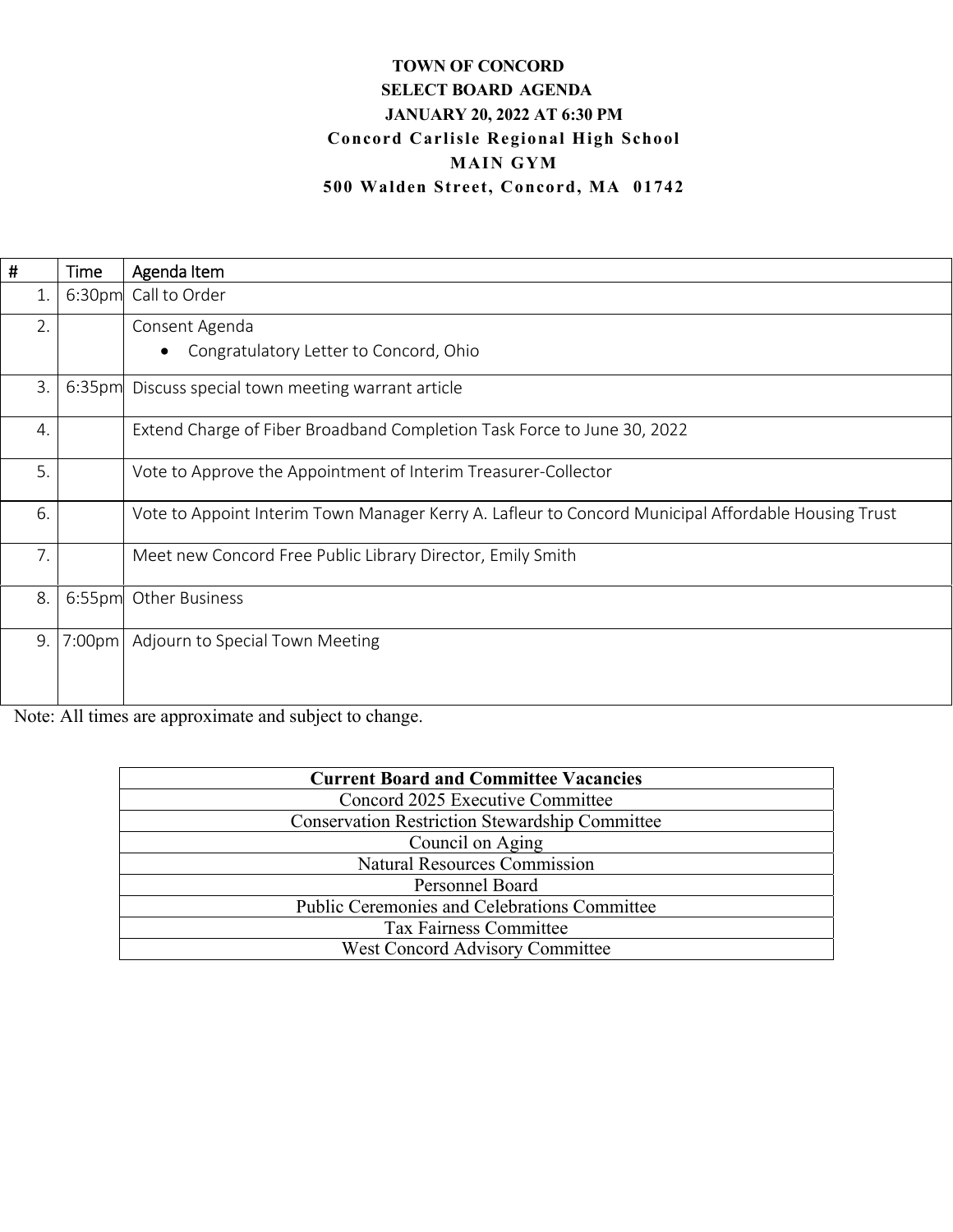# TOWN OF CONCORD

## SELECT BOARD AGENDA

**JANUARY 20, 2022 AT 6:30 PM**

**Concord Carlisle Regional High School**

**MAIN GYM**

**500 Walden Street, Concord, MA 01742**

| # | Time | Agenda Item |
|---|---|---|
| 1. | 6:30pm | Call to Order |
| 2. | | Consent Agenda<br>• Congratulatory Letter to Concord, Ohio |
| 3. | 6:35pm | Discuss special town meeting warrant article |
| 4. | | Extend Charge of Fiber Broadband Completion Task Force to June 30, 2022 |
| 5. | | Vote to Approve the Appointment of Interim Treasurer-Collector |
| 6. | | Vote to Appoint Interim Town Manager Kerry A. Lafleur to Concord Municipal Affordable Housing Trust |
| 7. | | Meet new Concord Free Public Library Director, Emily Smith |
| 8. | 6:55pm | Other Business |
| 9. | 7:00pm | Adjourn to Special Town Meeting |

Note: All times are approximate and subject to change.

| Current Board and Committee Vacancies |
|---|
| Concord 2025 Executive Committee |
| Conservation Restriction Stewardship Committee |
| Council on Aging |
| Natural Resources Commission |
| Personnel Board |
| Public Ceremonies and Celebrations Committee |
| Tax Fairness Committee |
| West Concord Advisory Committee |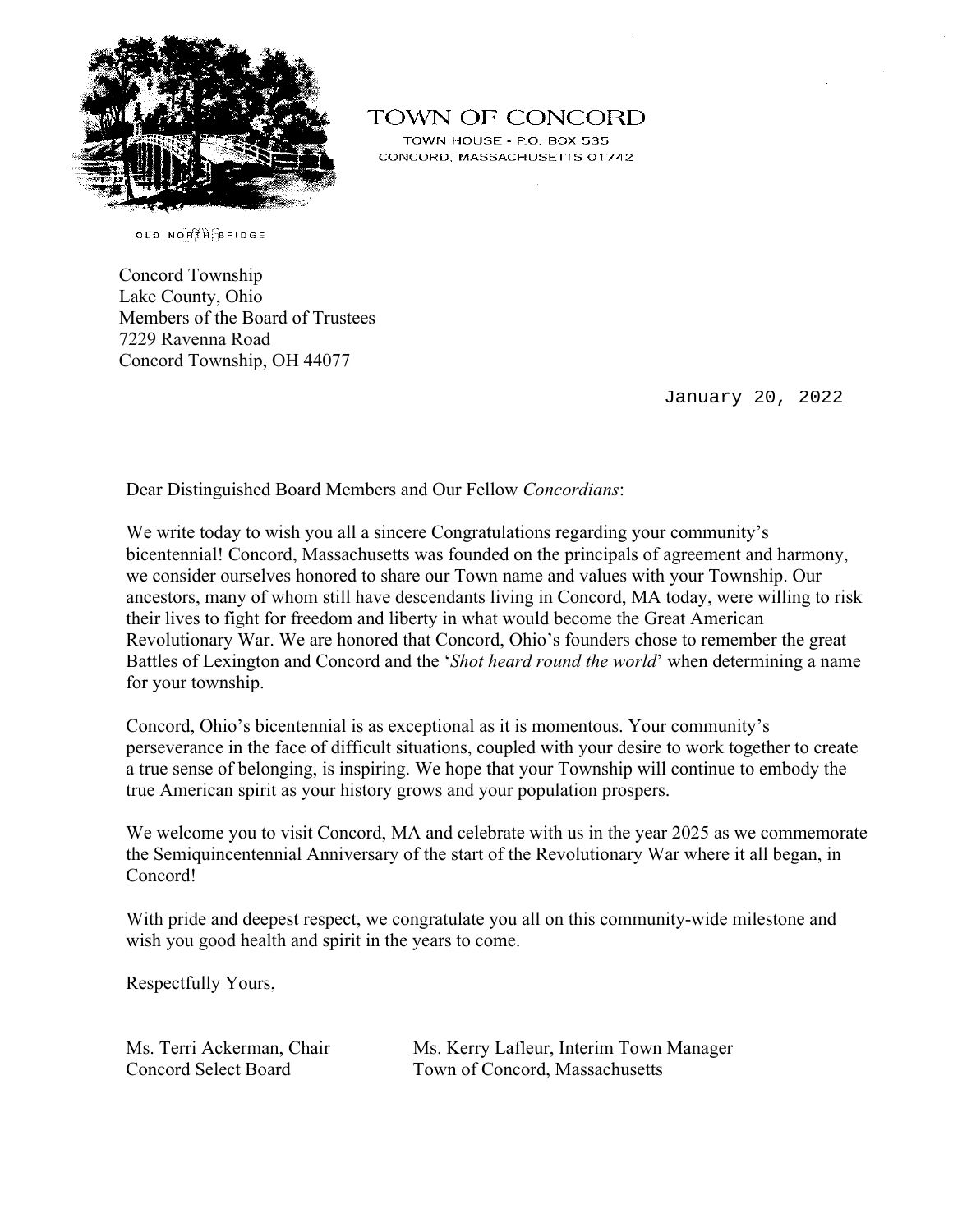OLD NORTH BRIDGE

TOWN OF CONCORD
TOWN HOUSE - P.O. BOX 535
CONCORD, MASSACHUSETTS 01742

Concord Township
Lake County, Ohio
Members of the Board of Trustees
7229 Ravenna Road
Concord Township, OH 44077

January 20, 2022

Dear Distinguished Board Members and Our Fellow *Concordians*:

We write today to wish you all a sincere Congratulations regarding your community's bicentennial! Concord, Massachusetts was founded on the principals of agreement and harmony, we consider ourselves honored to share our Town name and values with your Township. Our ancestors, many of whom still have descendants living in Concord, MA today, were willing to risk their lives to fight for freedom and liberty in what would become the Great American Revolutionary War. We are honored that Concord, Ohio's founders chose to remember the great Battles of Lexington and Concord and the '*Shot heard round the world*' when determining a name for your township.

Concord, Ohio's bicentennial is as exceptional as it is momentous. Your community's perseverance in the face of difficult situations, coupled with your desire to work together to create a true sense of belonging, is inspiring. We hope that your Township will continue to embody the true American spirit as your history grows and your population prospers.

We welcome you to visit Concord, MA and celebrate with us in the year 2025 as we commemorate the Semiquincentennial Anniversary of the start of the Revolutionary War where it all began, in Concord!

With pride and deepest respect, we congratulate you all on this community-wide milestone and wish you good health and spirit in the years to come.

Respectfully Yours,

Ms. Terri Ackerman, Chair
Concord Select Board

Ms. Kerry Lafleur, Interim Town Manager
Town of Concord, Massachusetts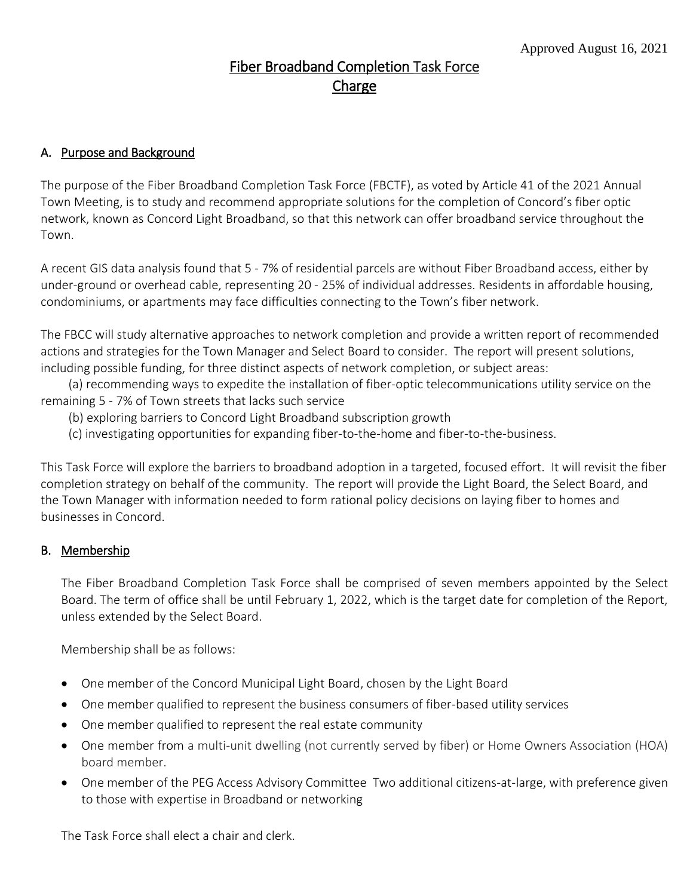Approved August 16, 2021

# Fiber Broadband Completion Task Force
# Charge

## A. Purpose and Background

The purpose of the Fiber Broadband Completion Task Force (FBCTF), as voted by Article 41 of the 2021 Annual Town Meeting, is to study and recommend appropriate solutions for the completion of Concord's fiber optic network, known as Concord Light Broadband, so that this network can offer broadband service throughout the Town.

A recent GIS data analysis found that 5 - 7% of residential parcels are without Fiber Broadband access, either by under-ground or overhead cable, representing 20 - 25% of individual addresses. Residents in affordable housing, condominiums, or apartments may face difficulties connecting to the Town's fiber network.

The FBCC will study alternative approaches to network completion and provide a written report of recommended actions and strategies for the Town Manager and Select Board to consider. The report will present solutions, including possible funding, for three distinct aspects of network completion, or subject areas:

(a) recommending ways to expedite the installation of fiber-optic telecommunications utility service on the remaining 5 - 7% of Town streets that lacks such service

(b) exploring barriers to Concord Light Broadband subscription growth

(c) investigating opportunities for expanding fiber-to-the-home and fiber-to-the-business.

This Task Force will explore the barriers to broadband adoption in a targeted, focused effort. It will revisit the fiber completion strategy on behalf of the community. The report will provide the Light Board, the Select Board, and the Town Manager with information needed to form rational policy decisions on laying fiber to homes and businesses in Concord.

## B. Membership

The Fiber Broadband Completion Task Force shall be comprised of seven members appointed by the Select Board. The term of office shall be until February 1, 2022, which is the target date for completion of the Report, unless extended by the Select Board.

Membership shall be as follows:

- One member of the Concord Municipal Light Board, chosen by the Light Board
- One member qualified to represent the business consumers of fiber-based utility services
- One member qualified to represent the real estate community
- One member from a multi-unit dwelling (not currently served by fiber) or Home Owners Association (HOA) board member.
- One member of the PEG Access Advisory Committee Two additional citizens-at-large, with preference given to those with expertise in Broadband or networking

The Task Force shall elect a chair and clerk.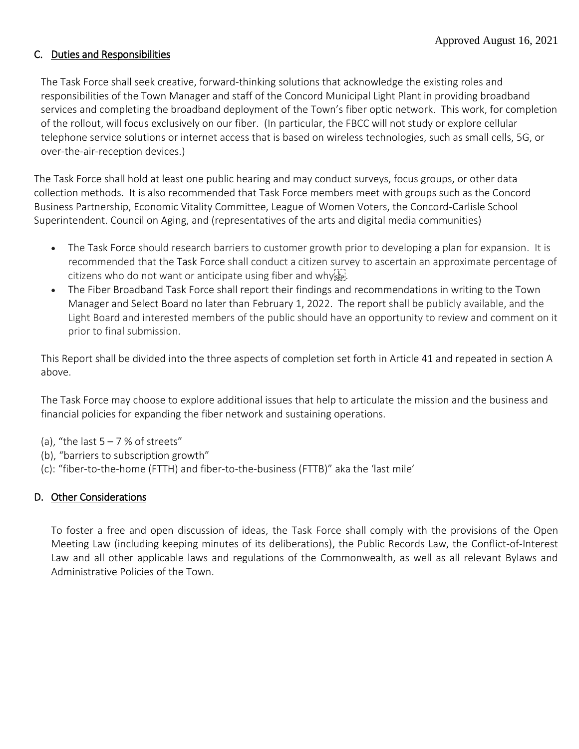Approved August 16, 2021

## C. Duties and Responsibilities

The Task Force shall seek creative, forward-thinking solutions that acknowledge the existing roles and responsibilities of the Town Manager and staff of the Concord Municipal Light Plant in providing broadband services and completing the broadband deployment of the Town's fiber optic network. This work, for completion of the rollout, will focus exclusively on our fiber. (In particular, the FBCC will not study or explore cellular telephone service solutions or internet access that is based on wireless technologies, such as small cells, 5G, or over-the-air-reception devices.)

The Task Force shall hold at least one public hearing and may conduct surveys, focus groups, or other data collection methods. It is also recommended that Task Force members meet with groups such as the Concord Business Partnership, Economic Vitality Committee, League of Women Voters, the Concord-Carlisle School Superintendent. Council on Aging, and (representatives of the arts and digital media communities)

- The Task Force should research barriers to customer growth prior to developing a plan for expansion. It is recommended that the Task Force shall conduct a citizen survey to ascertain an approximate percentage of citizens who do not want or anticipate using fiber and why.
- The Fiber Broadband Task Force shall report their findings and recommendations in writing to the Town Manager and Select Board no later than February 1, 2022. The report shall be publicly available, and the Light Board and interested members of the public should have an opportunity to review and comment on it prior to final submission.

This Report shall be divided into the three aspects of completion set forth in Article 41 and repeated in section A above.

The Task Force may choose to explore additional issues that help to articulate the mission and the business and financial policies for expanding the fiber network and sustaining operations.

(a), "the last 5 – 7 % of streets"
(b), "barriers to subscription growth"
(c): "fiber-to-the-home (FTTH) and fiber-to-the-business (FTTB)" aka the 'last mile'

## D. Other Considerations

To foster a free and open discussion of ideas, the Task Force shall comply with the provisions of the Open Meeting Law (including keeping minutes of its deliberations), the Public Records Law, the Conflict-of-Interest Law and all other applicable laws and regulations of the Commonwealth, as well as all relevant Bylaws and Administrative Policies of the Town.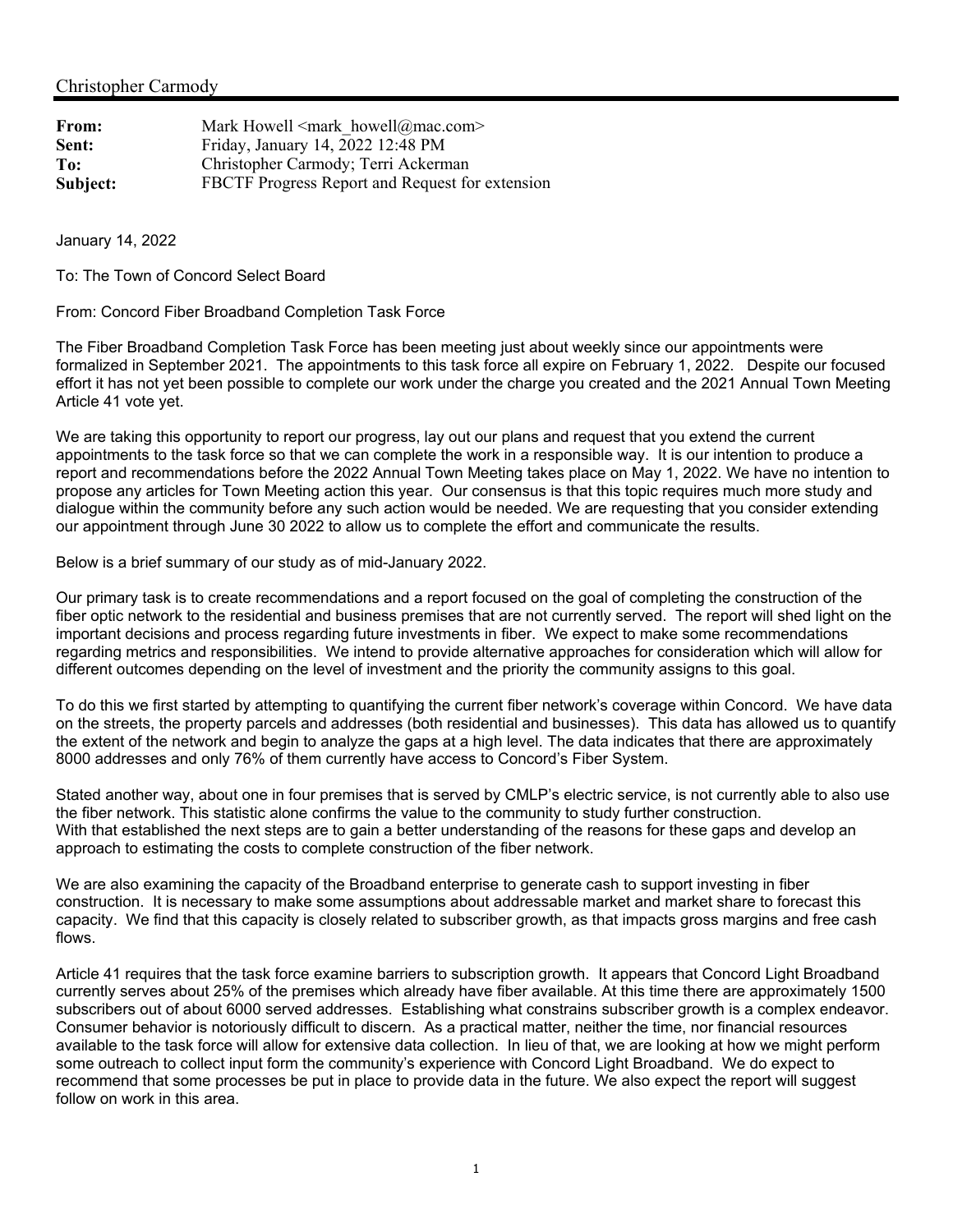Christopher Carmody

| | |
|---|---|
| **From:** | Mark Howell <mark_howell@mac.com> |
| **Sent:** | Friday, January 14, 2022 12:48 PM |
| **To:** | Christopher Carmody; Terri Ackerman |
| **Subject:** | FBCTF Progress Report and Request for extension |

January 14, 2022

To: The Town of Concord Select Board

From: Concord Fiber Broadband Completion Task Force

The Fiber Broadband Completion Task Force has been meeting just about weekly since our appointments were formalized in September 2021. The appointments to this task force all expire on February 1, 2022. Despite our focused effort it has not yet been possible to complete our work under the charge you created and the 2021 Annual Town Meeting Article 41 vote yet.

We are taking this opportunity to report our progress, lay out our plans and request that you extend the current appointments to the task force so that we can complete the work in a responsible way. It is our intention to produce a report and recommendations before the 2022 Annual Town Meeting takes place on May 1, 2022. We have no intention to propose any articles for Town Meeting action this year. Our consensus is that this topic requires much more study and dialogue within the community before any such action would be needed. We are requesting that you consider extending our appointment through June 30 2022 to allow us to complete the effort and communicate the results.

Below is a brief summary of our study as of mid-January 2022.

Our primary task is to create recommendations and a report focused on the goal of completing the construction of the fiber optic network to the residential and business premises that are not currently served. The report will shed light on the important decisions and process regarding future investments in fiber. We expect to make some recommendations regarding metrics and responsibilities. We intend to provide alternative approaches for consideration which will allow for different outcomes depending on the level of investment and the priority the community assigns to this goal.

To do this we first started by attempting to quantifying the current fiber network's coverage within Concord. We have data on the streets, the property parcels and addresses (both residential and businesses). This data has allowed us to quantify the extent of the network and begin to analyze the gaps at a high level. The data indicates that there are approximately 8000 addresses and only 76% of them currently have access to Concord's Fiber System.

Stated another way, about one in four premises that is served by CMLP's electric service, is not currently able to also use the fiber network. This statistic alone confirms the value to the community to study further construction.
With that established the next steps are to gain a better understanding of the reasons for these gaps and develop an approach to estimating the costs to complete construction of the fiber network.

We are also examining the capacity of the Broadband enterprise to generate cash to support investing in fiber construction. It is necessary to make some assumptions about addressable market and market share to forecast this capacity. We find that this capacity is closely related to subscriber growth, as that impacts gross margins and free cash flows.

Article 41 requires that the task force examine barriers to subscription growth. It appears that Concord Light Broadband currently serves about 25% of the premises which already have fiber available. At this time there are approximately 1500 subscribers out of about 6000 served addresses. Establishing what constrains subscriber growth is a complex endeavor. Consumer behavior is notoriously difficult to discern. As a practical matter, neither the time, nor financial resources available to the task force will allow for extensive data collection. In lieu of that, we are looking at how we might perform some outreach to collect input form the community's experience with Concord Light Broadband. We do expect to recommend that some processes be put in place to provide data in the future. We also expect the report will suggest follow on work in this area.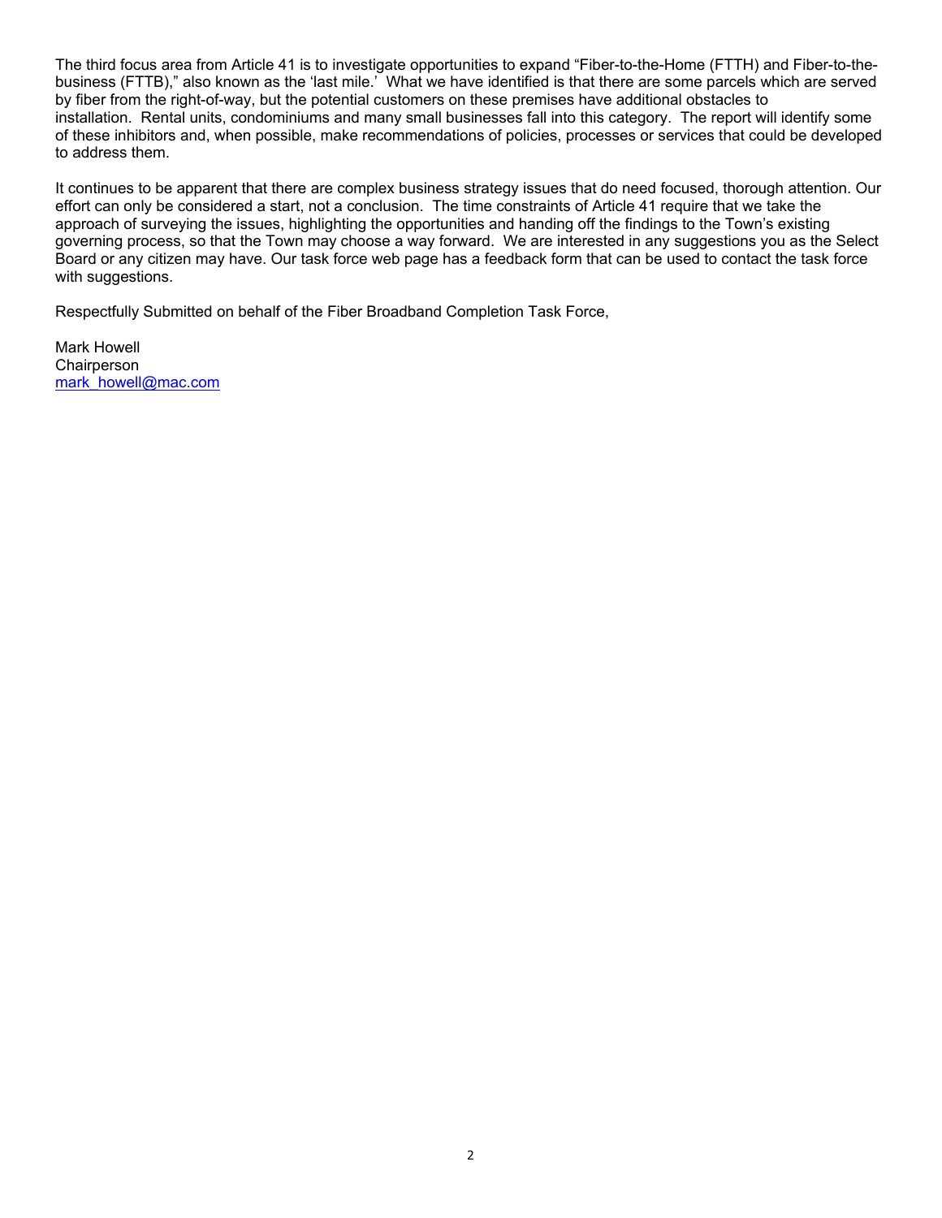The third focus area from Article 41 is to investigate opportunities to expand "Fiber-to-the-Home (FTTH) and Fiber-to-the-business (FTTB)," also known as the 'last mile.' What we have identified is that there are some parcels which are served by fiber from the right-of-way, but the potential customers on these premises have additional obstacles to installation. Rental units, condominiums and many small businesses fall into this category. The report will identify some of these inhibitors and, when possible, make recommendations of policies, processes or services that could be developed to address them.

It continues to be apparent that there are complex business strategy issues that do need focused, thorough attention. Our effort can only be considered a start, not a conclusion. The time constraints of Article 41 require that we take the approach of surveying the issues, highlighting the opportunities and handing off the findings to the Town's existing governing process, so that the Town may choose a way forward. We are interested in any suggestions you as the Select Board or any citizen may have. Our task force web page has a feedback form that can be used to contact the task force with suggestions.

Respectfully Submitted on behalf of the Fiber Broadband Completion Task Force,

Mark Howell
Chairperson
mark_howell@mac.com